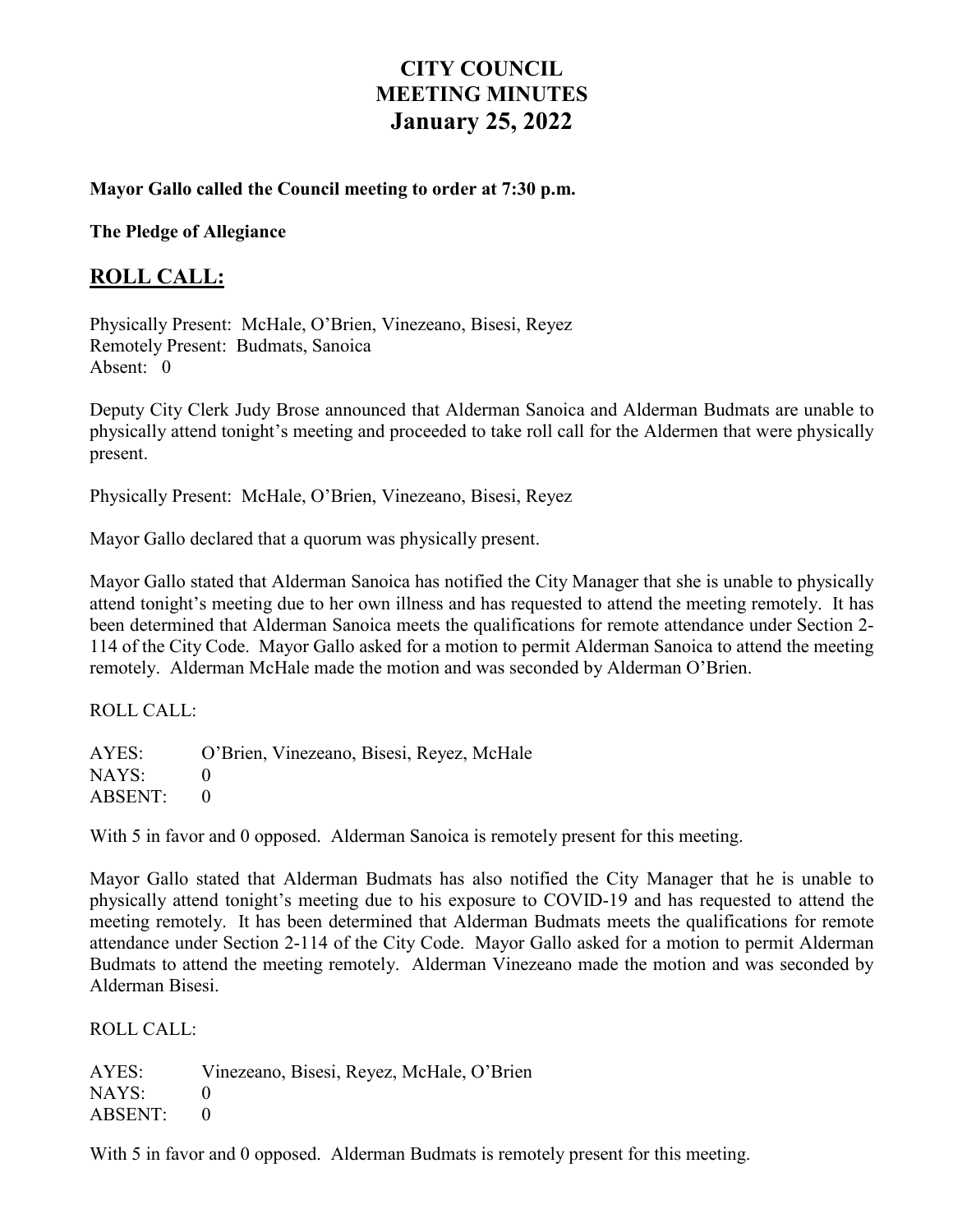# CITY COUNCIL
# MEETING MINUTES
# January 25, 2022

**Mayor Gallo called the Council meeting to order at 7:30 p.m.**

**The Pledge of Allegiance**

## ROLL CALL:

Physically Present: McHale, O'Brien, Vinezeano, Bisesi, Reyez
Remotely Present: Budmats, Sanoica
Absent: 0

Deputy City Clerk Judy Brose announced that Alderman Sanoica and Alderman Budmats are unable to physically attend tonight's meeting and proceeded to take roll call for the Aldermen that were physically present.

Physically Present: McHale, O'Brien, Vinezeano, Bisesi, Reyez

Mayor Gallo declared that a quorum was physically present.

Mayor Gallo stated that Alderman Sanoica has notified the City Manager that she is unable to physically attend tonight's meeting due to her own illness and has requested to attend the meeting remotely. It has been determined that Alderman Sanoica meets the qualifications for remote attendance under Section 2-114 of the City Code. Mayor Gallo asked for a motion to permit Alderman Sanoica to attend the meeting remotely. Alderman McHale made the motion and was seconded by Alderman O'Brien.

ROLL CALL:

AYES: O'Brien, Vinezeano, Bisesi, Reyez, McHale
NAYS: 0
ABSENT: 0

With 5 in favor and 0 opposed. Alderman Sanoica is remotely present for this meeting.

Mayor Gallo stated that Alderman Budmats has also notified the City Manager that he is unable to physically attend tonight's meeting due to his exposure to COVID-19 and has requested to attend the meeting remotely. It has been determined that Alderman Budmats meets the qualifications for remote attendance under Section 2-114 of the City Code. Mayor Gallo asked for a motion to permit Alderman Budmats to attend the meeting remotely. Alderman Vinezeano made the motion and was seconded by Alderman Bisesi.

ROLL CALL:

AYES: Vinezeano, Bisesi, Reyez, McHale, O'Brien
NAYS: 0
ABSENT: 0

With 5 in favor and 0 opposed. Alderman Budmats is remotely present for this meeting.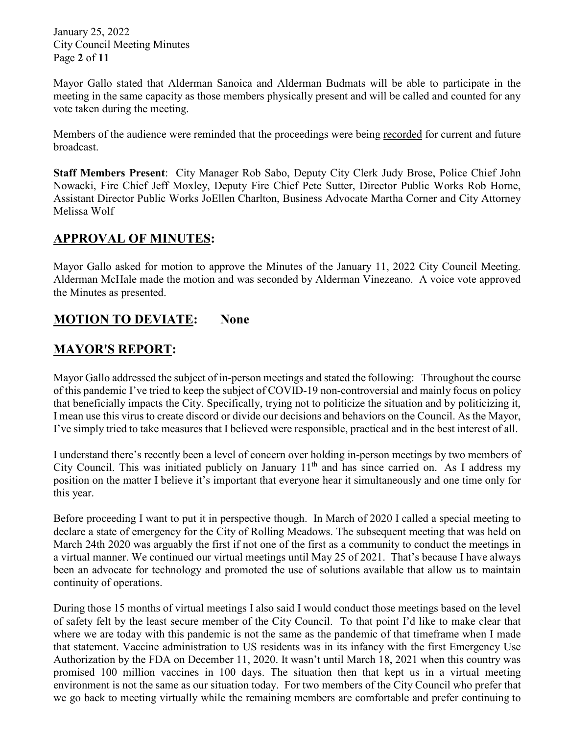Mayor Gallo stated that Alderman Sanoica and Alderman Budmats will be able to participate in the meeting in the same capacity as those members physically present and will be called and counted for any vote taken during the meeting.

Members of the audience were reminded that the proceedings were being recorded for current and future broadcast.

**Staff Members Present**: City Manager Rob Sabo, Deputy City Clerk Judy Brose, Police Chief John Nowacki, Fire Chief Jeff Moxley, Deputy Fire Chief Pete Sutter, Director Public Works Rob Horne, Assistant Director Public Works JoEllen Charlton, Business Advocate Martha Corner and City Attorney Melissa Wolf

## APPROVAL OF MINUTES:

Mayor Gallo asked for motion to approve the Minutes of the January 11, 2022 City Council Meeting. Alderman McHale made the motion and was seconded by Alderman Vinezeano. A voice vote approved the Minutes as presented.

## MOTION TO DEVIATE: None

## MAYOR'S REPORT:

Mayor Gallo addressed the subject of in-person meetings and stated the following: Throughout the course of this pandemic I've tried to keep the subject of COVID-19 non-controversial and mainly focus on policy that beneficially impacts the City. Specifically, trying not to politicize the situation and by politicizing it, I mean use this virus to create discord or divide our decisions and behaviors on the Council. As the Mayor, I've simply tried to take measures that I believed were responsible, practical and in the best interest of all.

I understand there's recently been a level of concern over holding in-person meetings by two members of City Council. This was initiated publicly on January 11th and has since carried on. As I address my position on the matter I believe it's important that everyone hear it simultaneously and one time only for this year.

Before proceeding I want to put it in perspective though. In March of 2020 I called a special meeting to declare a state of emergency for the City of Rolling Meadows. The subsequent meeting that was held on March 24th 2020 was arguably the first if not one of the first as a community to conduct the meetings in a virtual manner. We continued our virtual meetings until May 25 of 2021. That's because I have always been an advocate for technology and promoted the use of solutions available that allow us to maintain continuity of operations.

During those 15 months of virtual meetings I also said I would conduct those meetings based on the level of safety felt by the least secure member of the City Council. To that point I'd like to make clear that where we are today with this pandemic is not the same as the pandemic of that timeframe when I made that statement. Vaccine administration to US residents was in its infancy with the first Emergency Use Authorization by the FDA on December 11, 2020. It wasn't until March 18, 2021 when this country was promised 100 million vaccines in 100 days. The situation then that kept us in a virtual meeting environment is not the same as our situation today. For two members of the City Council who prefer that we go back to meeting virtually while the remaining members are comfortable and prefer continuing to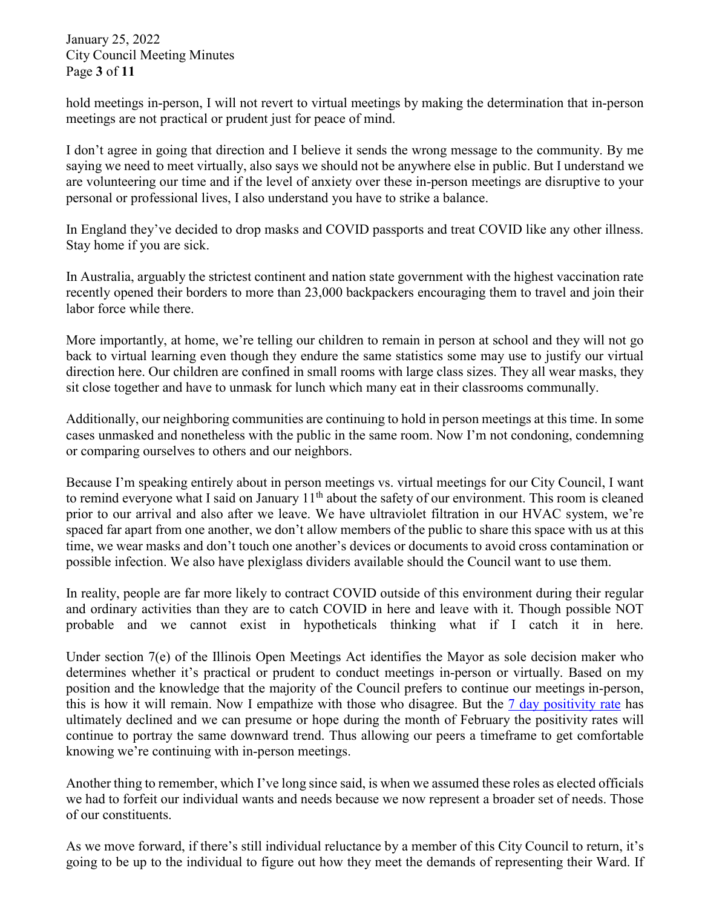hold meetings in-person, I will not revert to virtual meetings by making the determination that in-person meetings are not practical or prudent just for peace of mind.

I don't agree in going that direction and I believe it sends the wrong message to the community. By me saying we need to meet virtually, also says we should not be anywhere else in public. But I understand we are volunteering our time and if the level of anxiety over these in-person meetings are disruptive to your personal or professional lives, I also understand you have to strike a balance.

In England they've decided to drop masks and COVID passports and treat COVID like any other illness. Stay home if you are sick.

In Australia, arguably the strictest continent and nation state government with the highest vaccination rate recently opened their borders to more than 23,000 backpackers encouraging them to travel and join their labor force while there.

More importantly, at home, we're telling our children to remain in person at school and they will not go back to virtual learning even though they endure the same statistics some may use to justify our virtual direction here. Our children are confined in small rooms with large class sizes. They all wear masks, they sit close together and have to unmask for lunch which many eat in their classrooms communally.

Additionally, our neighboring communities are continuing to hold in person meetings at this time. In some cases unmasked and nonetheless with the public in the same room. Now I'm not condoning, condemning or comparing ourselves to others and our neighbors.

Because I'm speaking entirely about in person meetings vs. virtual meetings for our City Council, I want to remind everyone what I said on January 11th about the safety of our environment. This room is cleaned prior to our arrival and also after we leave. We have ultraviolet filtration in our HVAC system, we're spaced far apart from one another, we don't allow members of the public to share this space with us at this time, we wear masks and don't touch one another's devices or documents to avoid cross contamination or possible infection. We also have plexiglass dividers available should the Council want to use them.

In reality, people are far more likely to contract COVID outside of this environment during their regular and ordinary activities than they are to catch COVID in here and leave with it. Though possible NOT probable and we cannot exist in hypotheticals thinking what if I catch it in here.

Under section 7(e) of the Illinois Open Meetings Act identifies the Mayor as sole decision maker who determines whether it's practical or prudent to conduct meetings in-person or virtually. Based on my position and the knowledge that the majority of the Council prefers to continue our meetings in-person, this is how it will remain. Now I empathize with those who disagree. But the 7 day positivity rate has ultimately declined and we can presume or hope during the month of February the positivity rates will continue to portray the same downward trend. Thus allowing our peers a timeframe to get comfortable knowing we're continuing with in-person meetings.

Another thing to remember, which I've long since said, is when we assumed these roles as elected officials we had to forfeit our individual wants and needs because we now represent a broader set of needs. Those of our constituents.

As we move forward, if there's still individual reluctance by a member of this City Council to return, it's going to be up to the individual to figure out how they meet the demands of representing their Ward. If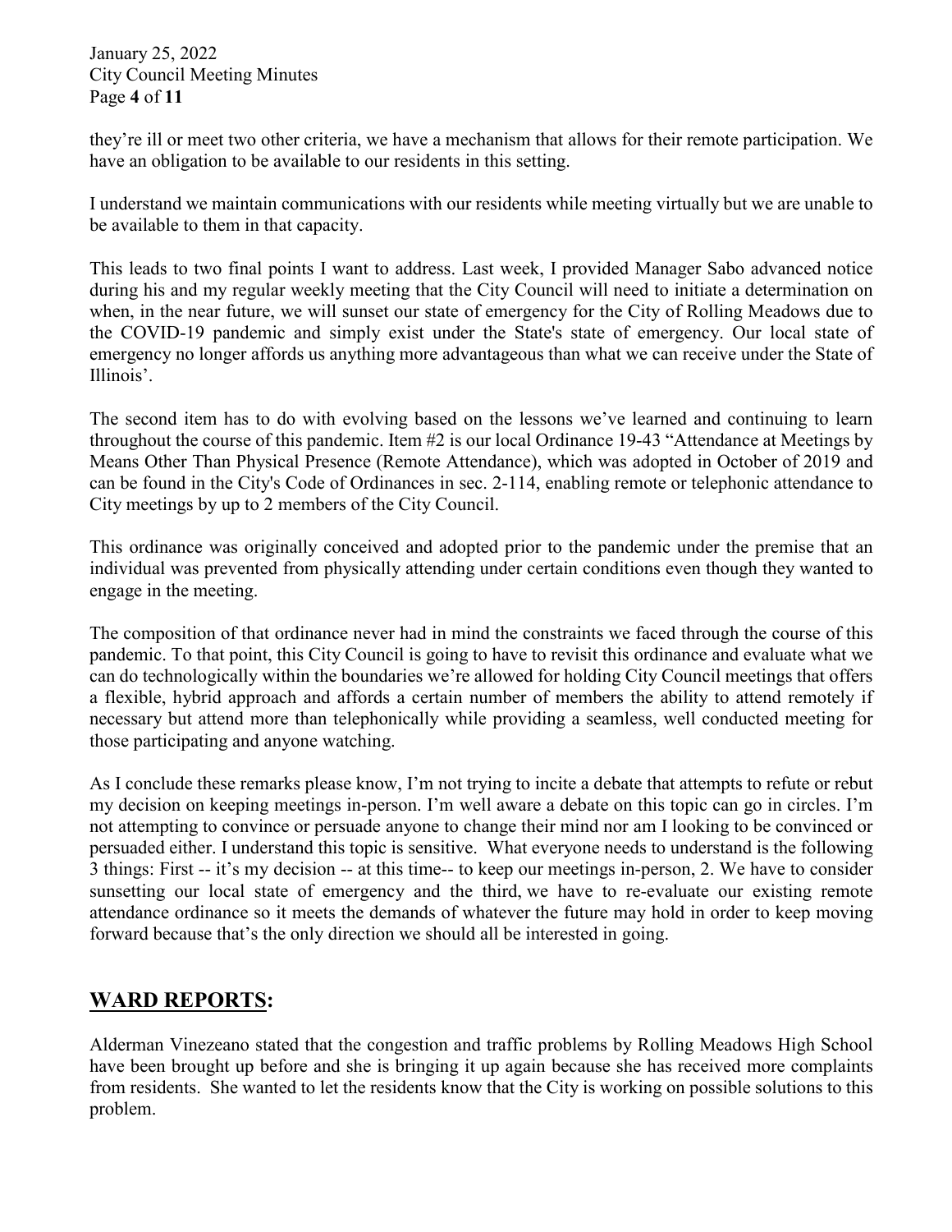they're ill or meet two other criteria, we have a mechanism that allows for their remote participation. We have an obligation to be available to our residents in this setting.

I understand we maintain communications with our residents while meeting virtually but we are unable to be available to them in that capacity.

This leads to two final points I want to address. Last week, I provided Manager Sabo advanced notice during his and my regular weekly meeting that the City Council will need to initiate a determination on when, in the near future, we will sunset our state of emergency for the City of Rolling Meadows due to the COVID-19 pandemic and simply exist under the State's state of emergency. Our local state of emergency no longer affords us anything more advantageous than what we can receive under the State of Illinois'.

The second item has to do with evolving based on the lessons we've learned and continuing to learn throughout the course of this pandemic. Item #2 is our local Ordinance 19-43 "Attendance at Meetings by Means Other Than Physical Presence (Remote Attendance), which was adopted in October of 2019 and can be found in the City's Code of Ordinances in sec. 2-114, enabling remote or telephonic attendance to City meetings by up to 2 members of the City Council.

This ordinance was originally conceived and adopted prior to the pandemic under the premise that an individual was prevented from physically attending under certain conditions even though they wanted to engage in the meeting.

The composition of that ordinance never had in mind the constraints we faced through the course of this pandemic. To that point, this City Council is going to have to revisit this ordinance and evaluate what we can do technologically within the boundaries we're allowed for holding City Council meetings that offers a flexible, hybrid approach and affords a certain number of members the ability to attend remotely if necessary but attend more than telephonically while providing a seamless, well conducted meeting for those participating and anyone watching.

As I conclude these remarks please know, I'm not trying to incite a debate that attempts to refute or rebut my decision on keeping meetings in-person. I'm well aware a debate on this topic can go in circles. I'm not attempting to convince or persuade anyone to change their mind nor am I looking to be convinced or persuaded either. I understand this topic is sensitive. What everyone needs to understand is the following 3 things: First -- it's my decision -- at this time-- to keep our meetings in-person, 2. We have to consider sunsetting our local state of emergency and the third, we have to re-evaluate our existing remote attendance ordinance so it meets the demands of whatever the future may hold in order to keep moving forward because that's the only direction we should all be interested in going.

## WARD REPORTS:

Alderman Vinezeano stated that the congestion and traffic problems by Rolling Meadows High School have been brought up before and she is bringing it up again because she has received more complaints from residents. She wanted to let the residents know that the City is working on possible solutions to this problem.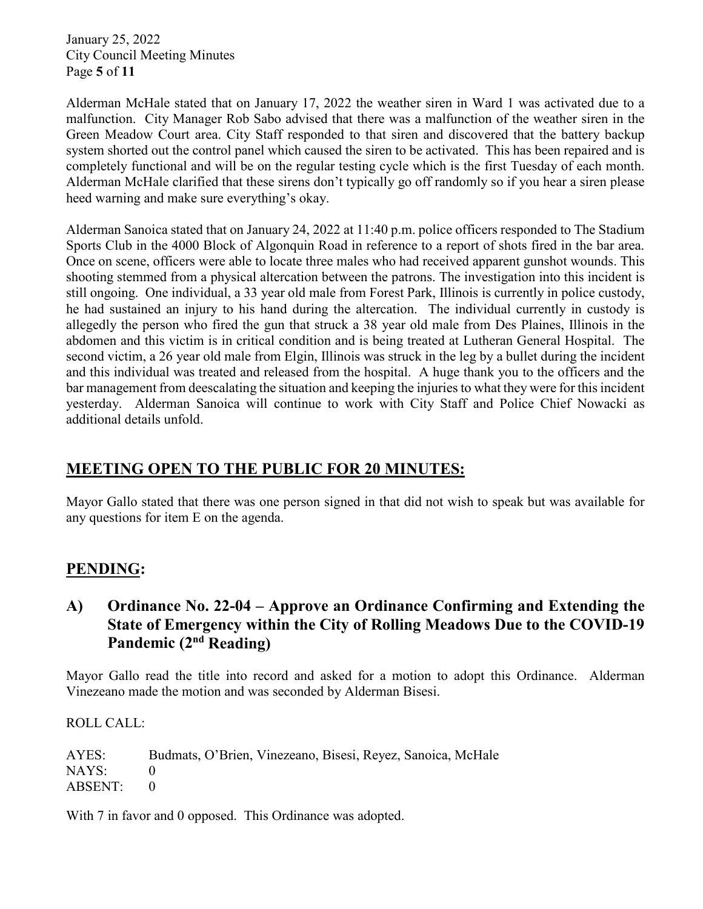Alderman McHale stated that on January 17, 2022 the weather siren in Ward 1 was activated due to a malfunction. City Manager Rob Sabo advised that there was a malfunction of the weather siren in the Green Meadow Court area. City Staff responded to that siren and discovered that the battery backup system shorted out the control panel which caused the siren to be activated. This has been repaired and is completely functional and will be on the regular testing cycle which is the first Tuesday of each month. Alderman McHale clarified that these sirens don't typically go off randomly so if you hear a siren please heed warning and make sure everything's okay.

Alderman Sanoica stated that on January 24, 2022 at 11:40 p.m. police officers responded to The Stadium Sports Club in the 4000 Block of Algonquin Road in reference to a report of shots fired in the bar area. Once on scene, officers were able to locate three males who had received apparent gunshot wounds. This shooting stemmed from a physical altercation between the patrons. The investigation into this incident is still ongoing. One individual, a 33 year old male from Forest Park, Illinois is currently in police custody, he had sustained an injury to his hand during the altercation. The individual currently in custody is allegedly the person who fired the gun that struck a 38 year old male from Des Plaines, Illinois in the abdomen and this victim is in critical condition and is being treated at Lutheran General Hospital. The second victim, a 26 year old male from Elgin, Illinois was struck in the leg by a bullet during the incident and this individual was treated and released from the hospital. A huge thank you to the officers and the bar management from deescalating the situation and keeping the injuries to what they were for this incident yesterday. Alderman Sanoica will continue to work with City Staff and Police Chief Nowacki as additional details unfold.

## MEETING OPEN TO THE PUBLIC FOR 20 MINUTES:

Mayor Gallo stated that there was one person signed in that did not wish to speak but was available for any questions for item E on the agenda.

## PENDING:

### A) Ordinance No. 22-04 – Approve an Ordinance Confirming and Extending the State of Emergency within the City of Rolling Meadows Due to the COVID-19 Pandemic (2nd Reading)

Mayor Gallo read the title into record and asked for a motion to adopt this Ordinance. Alderman Vinezeano made the motion and was seconded by Alderman Bisesi.

ROLL CALL:

AYES: Budmats, O'Brien, Vinezeano, Bisesi, Reyez, Sanoica, McHale
NAYS: 0
ABSENT: 0

With 7 in favor and 0 opposed. This Ordinance was adopted.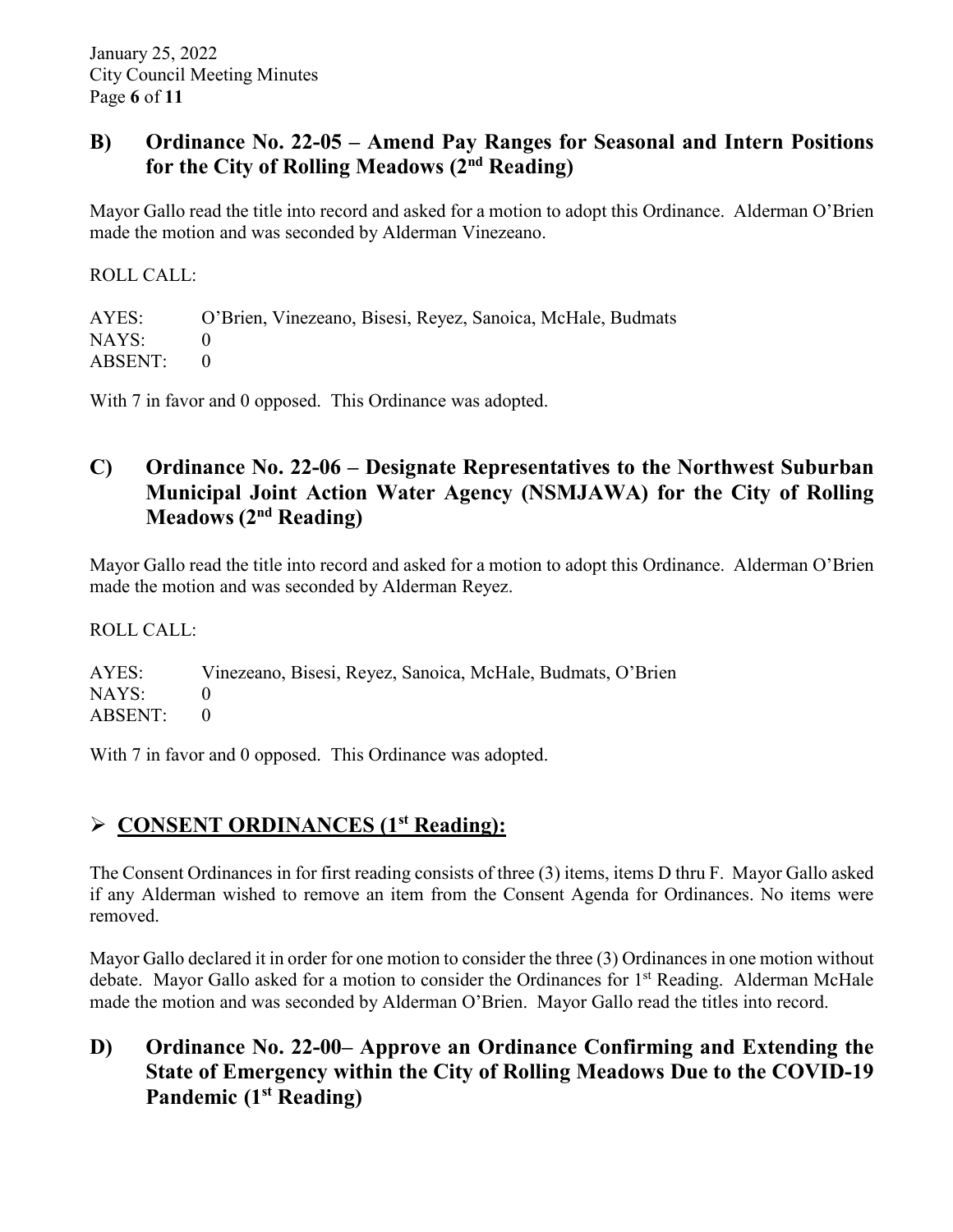## B) Ordinance No. 22-05 – Amend Pay Ranges for Seasonal and Intern Positions for the City of Rolling Meadows (2nd Reading)

Mayor Gallo read the title into record and asked for a motion to adopt this Ordinance. Alderman O'Brien made the motion and was seconded by Alderman Vinezeano.

ROLL CALL:

AYES: O'Brien, Vinezeano, Bisesi, Reyez, Sanoica, McHale, Budmats
NAYS: 0
ABSENT: 0

With 7 in favor and 0 opposed. This Ordinance was adopted.

## C) Ordinance No. 22-06 – Designate Representatives to the Northwest Suburban Municipal Joint Action Water Agency (NSMJAWA) for the City of Rolling Meadows (2nd Reading)

Mayor Gallo read the title into record and asked for a motion to adopt this Ordinance. Alderman O'Brien made the motion and was seconded by Alderman Reyez.

ROLL CALL:

AYES: Vinezeano, Bisesi, Reyez, Sanoica, McHale, Budmats, O'Brien
NAYS: 0
ABSENT: 0

With 7 in favor and 0 opposed. This Ordinance was adopted.

- ## CONSENT ORDINANCES (1st Reading):

The Consent Ordinances in for first reading consists of three (3) items, items D thru F. Mayor Gallo asked if any Alderman wished to remove an item from the Consent Agenda for Ordinances. No items were removed.

Mayor Gallo declared it in order for one motion to consider the three (3) Ordinances in one motion without debate. Mayor Gallo asked for a motion to consider the Ordinances for 1st Reading. Alderman McHale made the motion and was seconded by Alderman O'Brien. Mayor Gallo read the titles into record.

## D) Ordinance No. 22-00– Approve an Ordinance Confirming and Extending the State of Emergency within the City of Rolling Meadows Due to the COVID-19 Pandemic (1st Reading)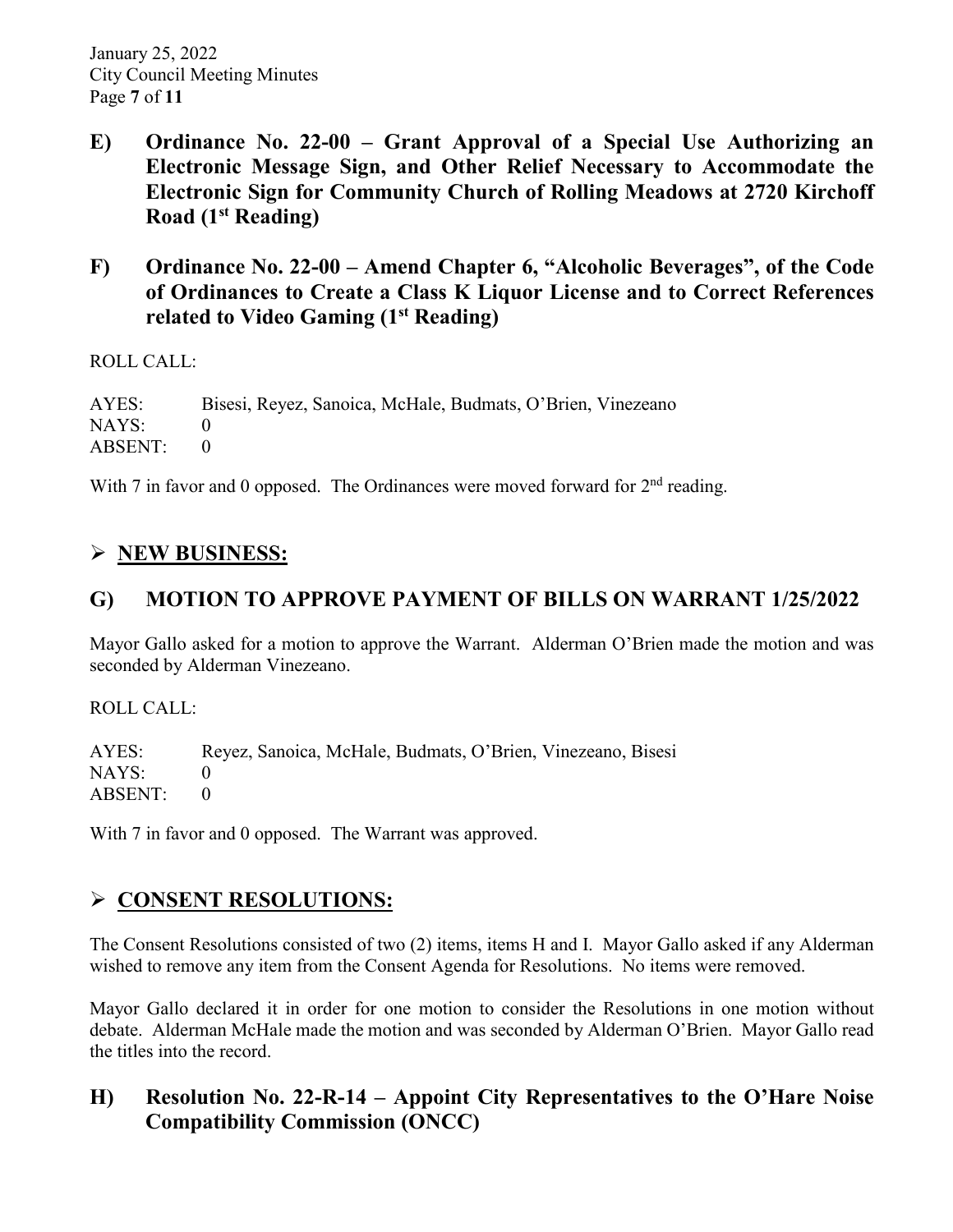## E) Ordinance No. 22-00 – Grant Approval of a Special Use Authorizing an Electronic Message Sign, and Other Relief Necessary to Accommodate the Electronic Sign for Community Church of Rolling Meadows at 2720 Kirchoff Road (1st Reading)

## F) Ordinance No. 22-00 – Amend Chapter 6, "Alcoholic Beverages", of the Code of Ordinances to Create a Class K Liquor License and to Correct References related to Video Gaming (1st Reading)

ROLL CALL:

AYES: Bisesi, Reyez, Sanoica, McHale, Budmats, O'Brien, Vinezeano
NAYS: 0
ABSENT: 0

With 7 in favor and 0 opposed. The Ordinances were moved forward for 2nd reading.

# ➢ NEW BUSINESS:

## G) MOTION TO APPROVE PAYMENT OF BILLS ON WARRANT 1/25/2022

Mayor Gallo asked for a motion to approve the Warrant. Alderman O'Brien made the motion and was seconded by Alderman Vinezeano.

ROLL CALL:

AYES: Reyez, Sanoica, McHale, Budmats, O'Brien, Vinezeano, Bisesi
NAYS: 0
ABSENT: 0

With 7 in favor and 0 opposed. The Warrant was approved.

# ➢ CONSENT RESOLUTIONS:

The Consent Resolutions consisted of two (2) items, items H and I. Mayor Gallo asked if any Alderman wished to remove any item from the Consent Agenda for Resolutions. No items were removed.

Mayor Gallo declared it in order for one motion to consider the Resolutions in one motion without debate. Alderman McHale made the motion and was seconded by Alderman O'Brien. Mayor Gallo read the titles into the record.

## H) Resolution No. 22-R-14 – Appoint City Representatives to the O'Hare Noise Compatibility Commission (ONCC)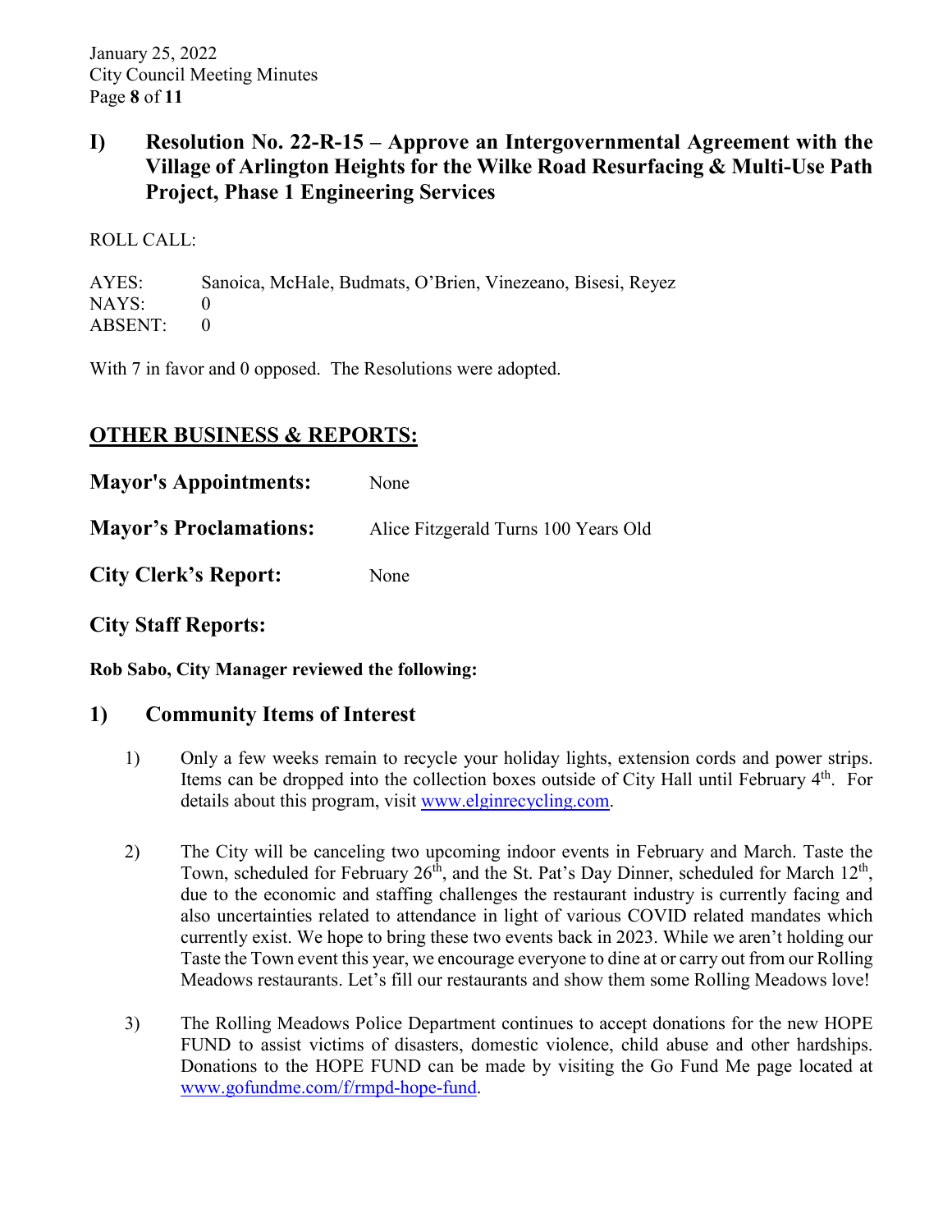## I) Resolution No. 22-R-15 – Approve an Intergovernmental Agreement with the Village of Arlington Heights for the Wilke Road Resurfacing & Multi-Use Path Project, Phase 1 Engineering Services

ROLL CALL:

AYES: Sanoica, McHale, Budmats, O'Brien, Vinezeano, Bisesi, Reyez
NAYS: 0
ABSENT: 0

With 7 in favor and 0 opposed. The Resolutions were adopted.

## OTHER BUSINESS & REPORTS:

**Mayor's Appointments:** None

**Mayor's Proclamations:** Alice Fitzgerald Turns 100 Years Old

**City Clerk's Report:** None

### City Staff Reports:

**Rob Sabo, City Manager reviewed the following:**

### 1) Community Items of Interest

1) Only a few weeks remain to recycle your holiday lights, extension cords and power strips. Items can be dropped into the collection boxes outside of City Hall until February 4th. For details about this program, visit www.elginrecycling.com.

2) The City will be canceling two upcoming indoor events in February and March. Taste the Town, scheduled for February 26th, and the St. Pat's Day Dinner, scheduled for March 12th, due to the economic and staffing challenges the restaurant industry is currently facing and also uncertainties related to attendance in light of various COVID related mandates which currently exist. We hope to bring these two events back in 2023. While we aren't holding our Taste the Town event this year, we encourage everyone to dine at or carry out from our Rolling Meadows restaurants. Let's fill our restaurants and show them some Rolling Meadows love!

3) The Rolling Meadows Police Department continues to accept donations for the new HOPE FUND to assist victims of disasters, domestic violence, child abuse and other hardships. Donations to the HOPE FUND can be made by visiting the Go Fund Me page located at www.gofundme.com/f/rmpd-hope-fund.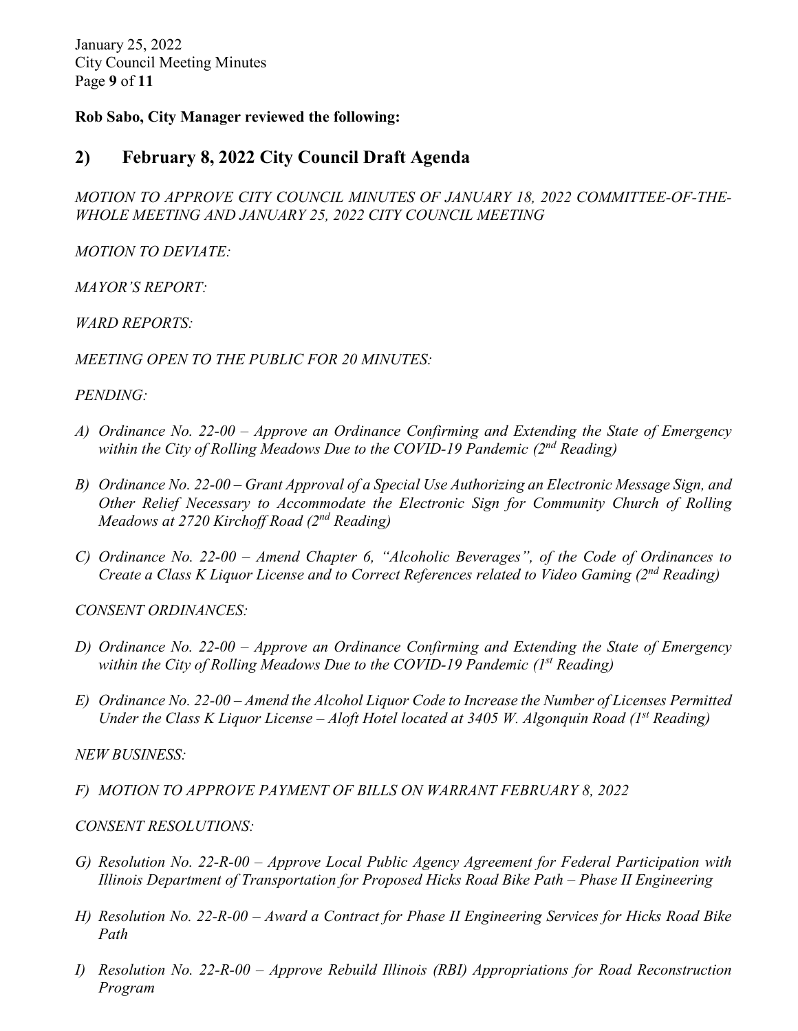**Rob Sabo, City Manager reviewed the following:**

## 2) February 8, 2022 City Council Draft Agenda

*MOTION TO APPROVE CITY COUNCIL MINUTES OF JANUARY 18, 2022 COMMITTEE-OF-THE-WHOLE MEETING AND JANUARY 25, 2022 CITY COUNCIL MEETING*

*MOTION TO DEVIATE:*

*MAYOR'S REPORT:*

*WARD REPORTS:*

*MEETING OPEN TO THE PUBLIC FOR 20 MINUTES:*

*PENDING:*

*A) Ordinance No. 22-00 – Approve an Ordinance Confirming and Extending the State of Emergency within the City of Rolling Meadows Due to the COVID-19 Pandemic (2nd Reading)*

*B) Ordinance No. 22-00 – Grant Approval of a Special Use Authorizing an Electronic Message Sign, and Other Relief Necessary to Accommodate the Electronic Sign for Community Church of Rolling Meadows at 2720 Kirchoff Road (2nd Reading)*

*C) Ordinance No. 22-00 – Amend Chapter 6, "Alcoholic Beverages", of the Code of Ordinances to Create a Class K Liquor License and to Correct References related to Video Gaming (2nd Reading)*

*CONSENT ORDINANCES:*

*D) Ordinance No. 22-00 – Approve an Ordinance Confirming and Extending the State of Emergency within the City of Rolling Meadows Due to the COVID-19 Pandemic (1st Reading)*

*E) Ordinance No. 22-00 – Amend the Alcohol Liquor Code to Increase the Number of Licenses Permitted Under the Class K Liquor License – Aloft Hotel located at 3405 W. Algonquin Road (1st Reading)*

*NEW BUSINESS:*

*F) MOTION TO APPROVE PAYMENT OF BILLS ON WARRANT FEBRUARY 8, 2022*

*CONSENT RESOLUTIONS:*

*G) Resolution No. 22-R-00 – Approve Local Public Agency Agreement for Federal Participation with Illinois Department of Transportation for Proposed Hicks Road Bike Path – Phase II Engineering*

*H) Resolution No. 22-R-00 – Award a Contract for Phase II Engineering Services for Hicks Road Bike Path*

*I) Resolution No. 22-R-00 – Approve Rebuild Illinois (RBI) Appropriations for Road Reconstruction Program*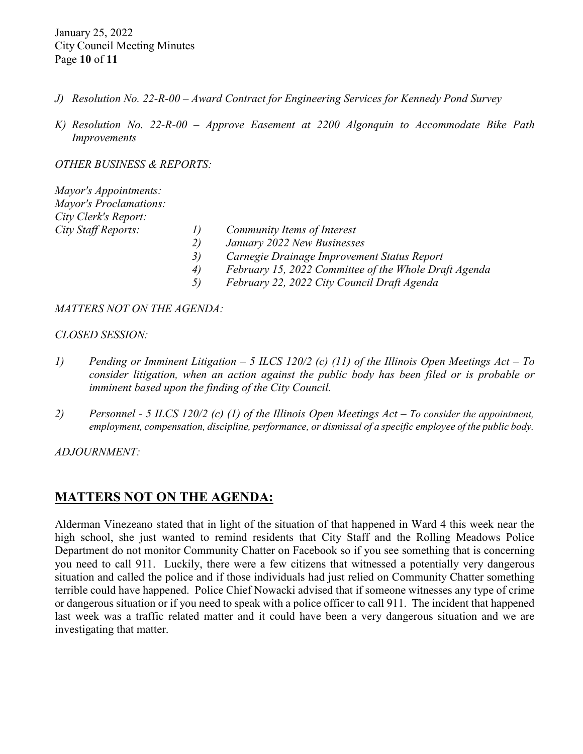*J) Resolution No. 22-R-00 – Award Contract for Engineering Services for Kennedy Pond Survey*

*K) Resolution No. 22-R-00 – Approve Easement at 2200 Algonquin to Accommodate Bike Path Improvements*

*OTHER BUSINESS & REPORTS:*

*Mayor's Appointments:*
*Mayor's Proclamations:*
*City Clerk's Report:*
*City Staff Reports:*

1) *Community Items of Interest*
2) *January 2022 New Businesses*
3) *Carnegie Drainage Improvement Status Report*
4) *February 15, 2022 Committee of the Whole Draft Agenda*
5) *February 22, 2022 City Council Draft Agenda*

*MATTERS NOT ON THE AGENDA:*

*CLOSED SESSION:*

1) *Pending or Imminent Litigation – 5 ILCS 120/2 (c) (11) of the Illinois Open Meetings Act – To consider litigation, when an action against the public body has been filed or is probable or imminent based upon the finding of the City Council.*

2) *Personnel - 5 ILCS 120/2 (c) (1) of the Illinois Open Meetings Act – To consider the appointment, employment, compensation, discipline, performance, or dismissal of a specific employee of the public body.*

*ADJOURNMENT:*

## MATTERS NOT ON THE AGENDA:

Alderman Vinezeano stated that in light of the situation of that happened in Ward 4 this week near the high school, she just wanted to remind residents that City Staff and the Rolling Meadows Police Department do not monitor Community Chatter on Facebook so if you see something that is concerning you need to call 911. Luckily, there were a few citizens that witnessed a potentially very dangerous situation and called the police and if those individuals had just relied on Community Chatter something terrible could have happened. Police Chief Nowacki advised that if someone witnesses any type of crime or dangerous situation or if you need to speak with a police officer to call 911. The incident that happened last week was a traffic related matter and it could have been a very dangerous situation and we are investigating that matter.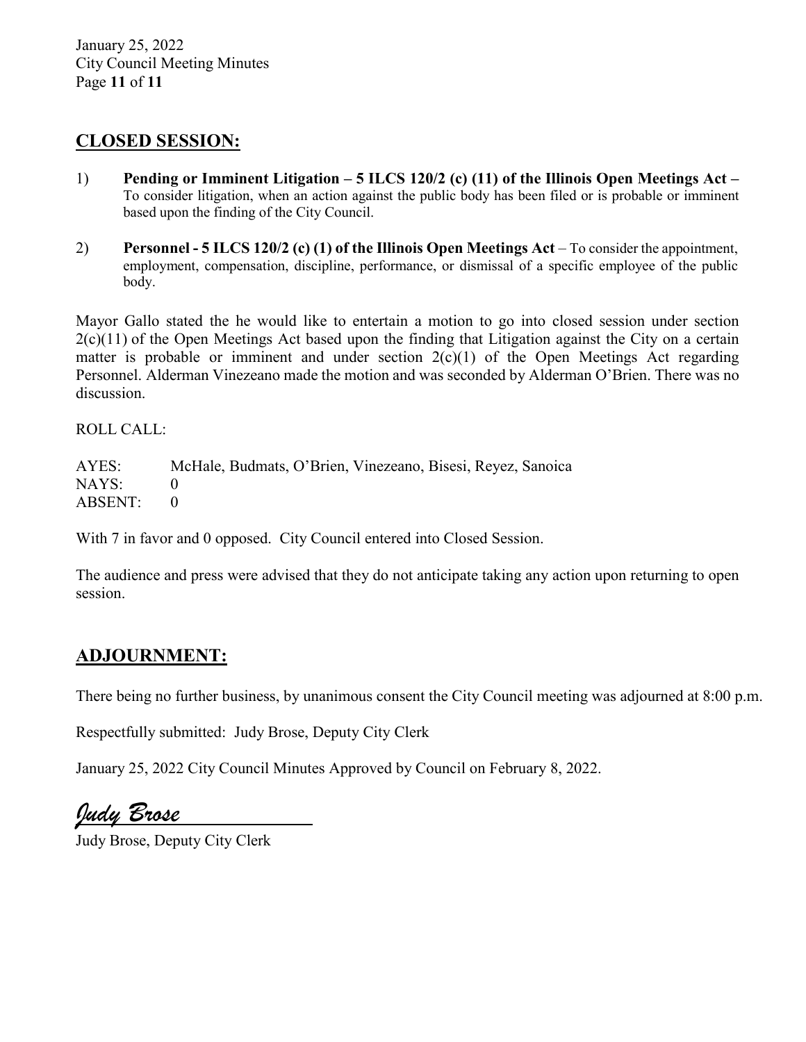## CLOSED SESSION:

1) **Pending or Imminent Litigation – 5 ILCS 120/2 (c) (11) of the Illinois Open Meetings Act –** To consider litigation, when an action against the public body has been filed or is probable or imminent based upon the finding of the City Council.

2) **Personnel - 5 ILCS 120/2 (c) (1) of the Illinois Open Meetings Act** – To consider the appointment, employment, compensation, discipline, performance, or dismissal of a specific employee of the public body.

Mayor Gallo stated the he would like to entertain a motion to go into closed session under section 2(c)(11) of the Open Meetings Act based upon the finding that Litigation against the City on a certain matter is probable or imminent and under section 2(c)(1) of the Open Meetings Act regarding Personnel. Alderman Vinezeano made the motion and was seconded by Alderman O'Brien. There was no discussion.

ROLL CALL:

AYES: McHale, Budmats, O'Brien, Vinezeano, Bisesi, Reyez, Sanoica
NAYS: 0
ABSENT: 0

With 7 in favor and 0 opposed. City Council entered into Closed Session.

The audience and press were advised that they do not anticipate taking any action upon returning to open session.

## ADJOURNMENT:

There being no further business, by unanimous consent the City Council meeting was adjourned at 8:00 p.m.

Respectfully submitted: Judy Brose, Deputy City Clerk

January 25, 2022 City Council Minutes Approved by Council on February 8, 2022.

*Judy Brose*

Judy Brose, Deputy City Clerk